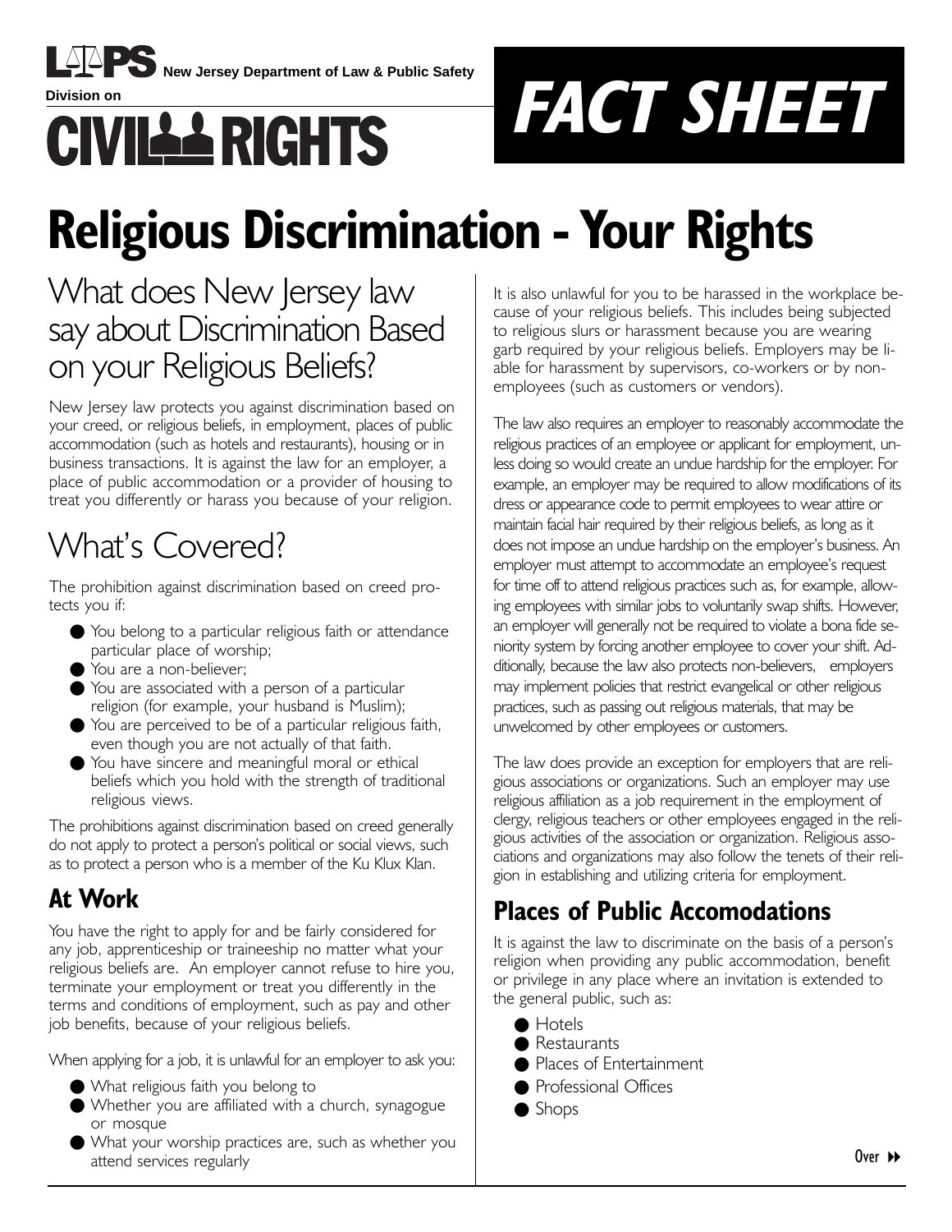**New Jersey Department of Law & Public Safety**

Division on

# CIVIL RIGHTS

# FACT SHEET

# Religious Discrimination - Your Rights

## What does New Jersey law say about Discrimination Based on your Religious Beliefs?

New Jersey law protects you against discrimination based on your creed, or religious beliefs, in employment, places of public accommodation (such as hotels and restaurants), housing or in business transactions. It is against the law for an employer, a place of public accommodation or a provider of housing to treat you differently or harass you because of your religion.

## What's Covered?

The prohibition against discrimination based on creed protects you if:

- You belong to a particular religious faith or attendance particular place of worship;
- You are a non-believer;
- You are associated with a person of a particular religion (for example, your husband is Muslim);
- You are perceived to be of a particular religious faith, even though you are not actually of that faith.
- You have sincere and meaningful moral or ethical beliefs which you hold with the strength of traditional religious views.

The prohibitions against discrimination based on creed generally do not apply to protect a person's political or social views, such as to protect a person who is a member of the Ku Klux Klan.

### At Work

You have the right to apply for and be fairly considered for any job, apprenticeship or traineeship no matter what your religious beliefs are. An employer cannot refuse to hire you, terminate your employment or treat you differently in the terms and conditions of employment, such as pay and other job benefits, because of your religious beliefs.

When applying for a job, it is unlawful for an employer to ask you:

- What religious faith you belong to
- Whether you are affiliated with a church, synagogue or mosque
- What your worship practices are, such as whether you attend services regularly

It is also unlawful for you to be harassed in the workplace because of your religious beliefs. This includes being subjected to religious slurs or harassment because you are wearing garb required by your religious beliefs. Employers may be liable for harassment by supervisors, co-workers or by non-employees (such as customers or vendors).

The law also requires an employer to reasonably accommodate the religious practices of an employee or applicant for employment, unless doing so would create an undue hardship for the employer. For example, an employer may be required to allow modifications of its dress or appearance code to permit employees to wear attire or maintain facial hair required by their religious beliefs, as long as it does not impose an undue hardship on the employer's business. An employer must attempt to accommodate an employee's request for time off to attend religious practices such as, for example, allowing employees with similar jobs to voluntarily swap shifts. However, an employer will generally not be required to violate a bona fide seniority system by forcing another employee to cover your shift. Additionally, because the law also protects non-believers, employers may implement policies that restrict evangelical or other religious practices, such as passing out religious materials, that may be unwelcomed by other employees or customers.

The law does provide an exception for employers that are religious associations or organizations. Such an employer may use religious affiliation as a job requirement in the employment of clergy, religious teachers or other employees engaged in the religious activities of the association or organization. Religious associations and organizations may also follow the tenets of their religion in establishing and utilizing criteria for employment.

### Places of Public Accomodations

It is against the law to discriminate on the basis of a person's religion when providing any public accommodation, benefit or privilege in any place where an invitation is extended to the general public, such as:

- Hotels
- Restaurants
- Places of Entertainment
- Professional Offices
- Shops

Over ▸▸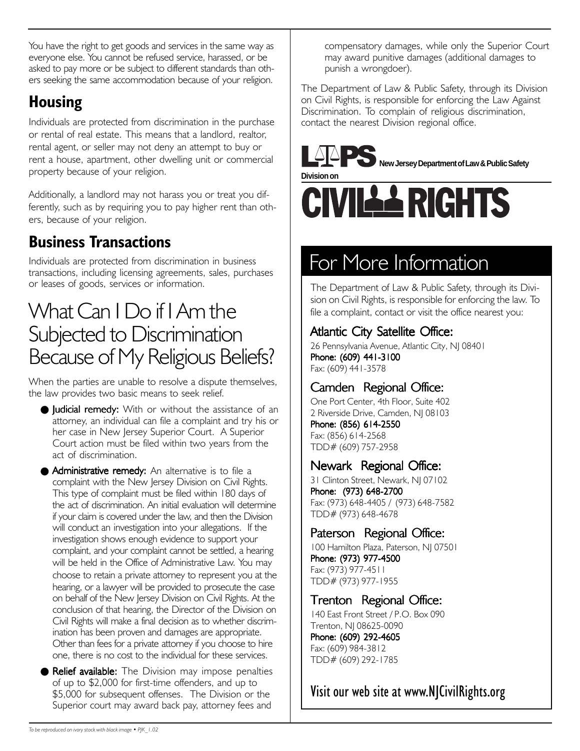You have the right to get goods and services in the same way as everyone else. You cannot be refused service, harassed, or be asked to pay more or be subject to different standards than others seeking the same accommodation because of your religion.

## Housing

Individuals are protected from discrimination in the purchase or rental of real estate. This means that a landlord, realtor, rental agent, or seller may not deny an attempt to buy or rent a house, apartment, other dwelling unit or commercial property because of your religion.

Additionally, a landlord may not harass you or treat you differently, such as by requiring you to pay higher rent than others, because of your religion.

## Business Transactions

Individuals are protected from discrimination in business transactions, including licensing agreements, sales, purchases or leases of goods, services or information.

# What Can I Do if I Am the Subjected to Discrimination Because of My Religious Beliefs?

When the parties are unable to resolve a dispute themselves, the law provides two basic means to seek relief.

- **Judicial remedy:** With or without the assistance of an attorney, an individual can file a complaint and try his or her case in New Jersey Superior Court. A Superior Court action must be filed within two years from the act of discrimination.
- **Administrative remedy:** An alternative is to file a complaint with the New Jersey Division on Civil Rights. This type of complaint must be filed within 180 days of the act of discrimination. An initial evaluation will determine if your claim is covered under the law, and then the Division will conduct an investigation into your allegations. If the investigation shows enough evidence to support your complaint, and your complaint cannot be settled, a hearing will be held in the Office of Administrative Law. You may choose to retain a private attorney to represent you at the hearing, or a lawyer will be provided to prosecute the case on behalf of the New Jersey Division on Civil Rights. At the conclusion of that hearing, the Director of the Division on Civil Rights will make a final decision as to whether discrimination has been proven and damages are appropriate. Other than fees for a private attorney if you choose to hire one, there is no cost to the individual for these services.
- **Relief available:** The Division may impose penalties of up to $2,000 for first-time offenders, and up to $5,000 for subsequent offenses. The Division or the Superior court may award back pay, attorney fees and compensatory damages, while only the Superior Court may award punitive damages (additional damages to punish a wrongdoer).

The Department of Law & Public Safety, through its Division on Civil Rights, is responsible for enforcing the Law Against Discrimination. To complain of religious discrimination, contact the nearest Division regional office.

LPS New Jersey Department of Law & Public Safety

Division on

CIVIL RIGHTS

# For More Information

The Department of Law & Public Safety, through its Division on Civil Rights, is responsible for enforcing the law. To file a complaint, contact or visit the office nearest you:

### Atlantic City Satellite Office:

26 Pennsylvania Avenue, Atlantic City, NJ 08401
**Phone: (609) 441-3100**
Fax: (609) 441-3578

### Camden Regional Office:

One Port Center, 4th Floor, Suite 402
2 Riverside Drive, Camden, NJ 08103
**Phone: (856) 614-2550**
Fax: (856) 614-2568
TDD# (609) 757-2958

### Newark Regional Office:

31 Clinton Street, Newark, NJ 07102
**Phone: (973) 648-2700**
Fax: (973) 648-4405 / (973) 648-7582
TDD# (973) 648-4678

### Paterson Regional Office:

100 Hamilton Plaza, Paterson, NJ 07501
**Phone: (973) 977-4500**
Fax: (973) 977-4511
TDD# (973) 977-1955

### Trenton Regional Office:

140 East Front Street / P.O. Box 090
Trenton, NJ 08625-0090
**Phone: (609) 292-4605**
Fax: (609) 984-3812
TDD# (609) 292-1785

Visit our web site at www.NJCivilRights.org

*To be reproduced on ivory stock with black image • PJK_1.02*